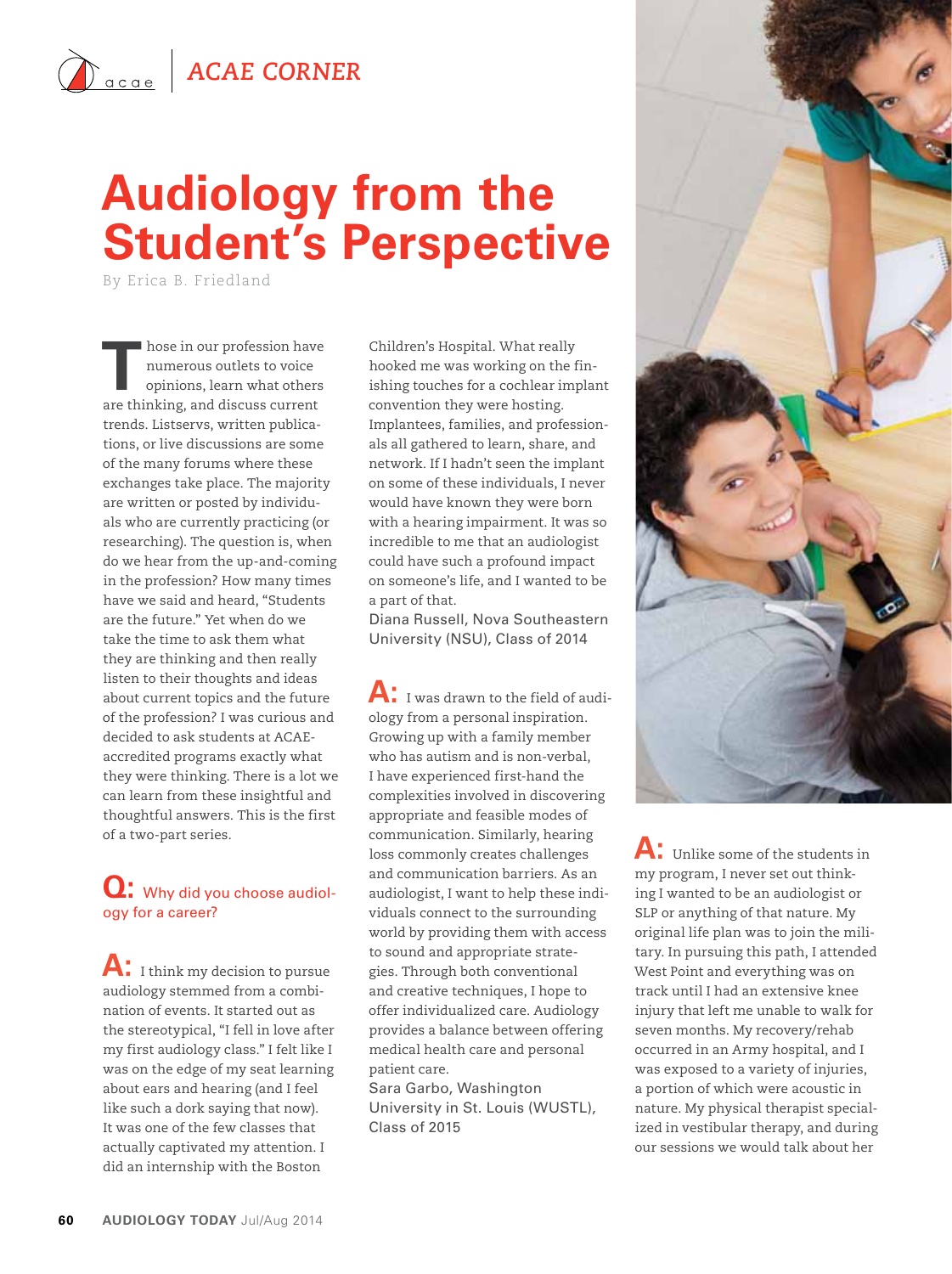ACAE CORNER

# Audiology from the Student's Perspective

By Erica B. Friedland

Those in our profession have numerous outlets to voice opinions, learn what others are thinking, and discuss current trends. Listservs, written publications, or live discussions are some of the many forums where these exchanges take place. The majority are written or posted by individuals who are currently practicing (or researching). The question is, when do we hear from the up-and-coming in the profession? How many times have we said and heard, "Students are the future." Yet when do we take the time to ask them what they are thinking and then really listen to their thoughts and ideas about current topics and the future of the profession? I was curious and decided to ask students at ACAE-accredited programs exactly what they were thinking. There is a lot we can learn from these insightful and thoughtful answers. This is the first of a two-part series.

**Q:** Why did you choose audiology for a career?

**A:** I think my decision to pursue audiology stemmed from a combination of events. It started out as the stereotypical, "I fell in love after my first audiology class." I felt like I was on the edge of my seat learning about ears and hearing (and I feel like such a dork saying that now). It was one of the few classes that actually captivated my attention. I did an internship with the Boston Children's Hospital. What really hooked me was working on the finishing touches for a cochlear implant convention they were hosting. Implantees, families, and professionals all gathered to learn, share, and network. If I hadn't seen the implant on some of these individuals, I never would have known they were born with a hearing impairment. It was so incredible to me that an audiologist could have such a profound impact on someone's life, and I wanted to be a part of that.

Diana Russell, Nova Southeastern University (NSU), Class of 2014

**A:** I was drawn to the field of audiology from a personal inspiration. Growing up with a family member who has autism and is non-verbal, I have experienced first-hand the complexities involved in discovering appropriate and feasible modes of communication. Similarly, hearing loss commonly creates challenges and communication barriers. As an audiologist, I want to help these individuals connect to the surrounding world by providing them with access to sound and appropriate strategies. Through both conventional and creative techniques, I hope to offer individualized care. Audiology provides a balance between offering medical health care and personal patient care.

Sara Garbo, Washington University in St. Louis (WUSTL), Class of 2015

**A:** Unlike some of the students in my program, I never set out thinking I wanted to be an audiologist or SLP or anything of that nature. My original life plan was to join the military. In pursuing this path, I attended West Point and everything was on track until I had an extensive knee injury that left me unable to walk for seven months. My recovery/rehab occurred in an Army hospital, and I was exposed to a variety of injuries, a portion of which were acoustic in nature. My physical therapist specialized in vestibular therapy, and during our sessions we would talk about her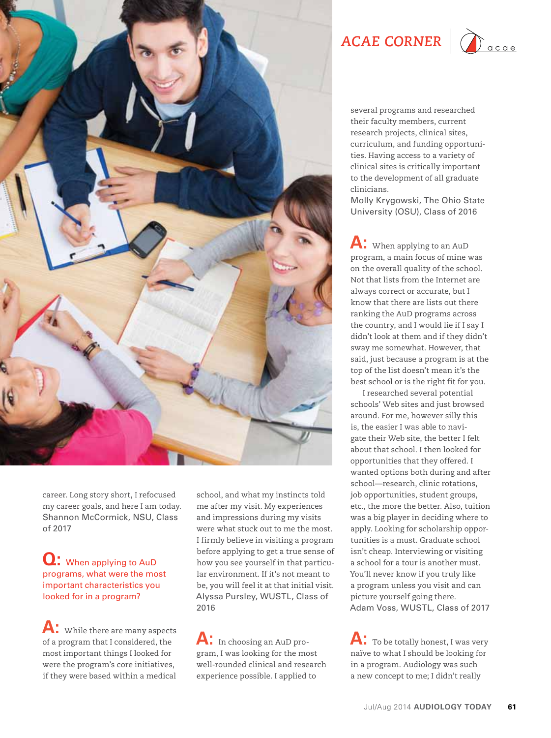## ACAE CORNER

career. Long story short, I refocused my career goals, and here I am today.
Shannon McCormick, NSU, Class of 2017

**Q:** When applying to AuD programs, what were the most important characteristics you looked for in a program?

**A:** While there are many aspects of a program that I considered, the most important things I looked for were the program's core initiatives, if they were based within a medical school, and what my instincts told me after my visit. My experiences and impressions during my visits were what stuck out to me the most. I firmly believe in visiting a program before applying to get a true sense of how you see yourself in that particular environment. If it's not meant to be, you will feel it at that initial visit.
Alyssa Pursley, WUSTL, Class of 2016

**A:** In choosing an AuD program, I was looking for the most well-rounded clinical and research experience possible. I applied to several programs and researched their faculty members, current research projects, clinical sites, curriculum, and funding opportunities. Having access to a variety of clinical sites is critically important to the development of all graduate clinicians.
Molly Krygowski, The Ohio State University (OSU), Class of 2016

**A:** When applying to an AuD program, a main focus of mine was on the overall quality of the school. Not that lists from the Internet are always correct or accurate, but I know that there are lists out there ranking the AuD programs across the country, and I would lie if I say I didn't look at them and if they didn't sway me somewhat. However, that said, just because a program is at the top of the list doesn't mean it's the best school or is the right fit for you.

I researched several potential schools' Web sites and just browsed around. For me, however silly this is, the easier I was able to navigate their Web site, the better I felt about that school. I then looked for opportunities that they offered. I wanted options both during and after school—research, clinic rotations, job opportunities, student groups, etc., the more the better. Also, tuition was a big player in deciding where to apply. Looking for scholarship opportunities is a must. Graduate school isn't cheap. Interviewing or visiting a school for a tour is another must. You'll never know if you truly like a program unless you visit and can picture yourself going there.
Adam Voss, WUSTL, Class of 2017

**A:** To be totally honest, I was very naïve to what I should be looking for in a program. Audiology was such a new concept to me; I didn't really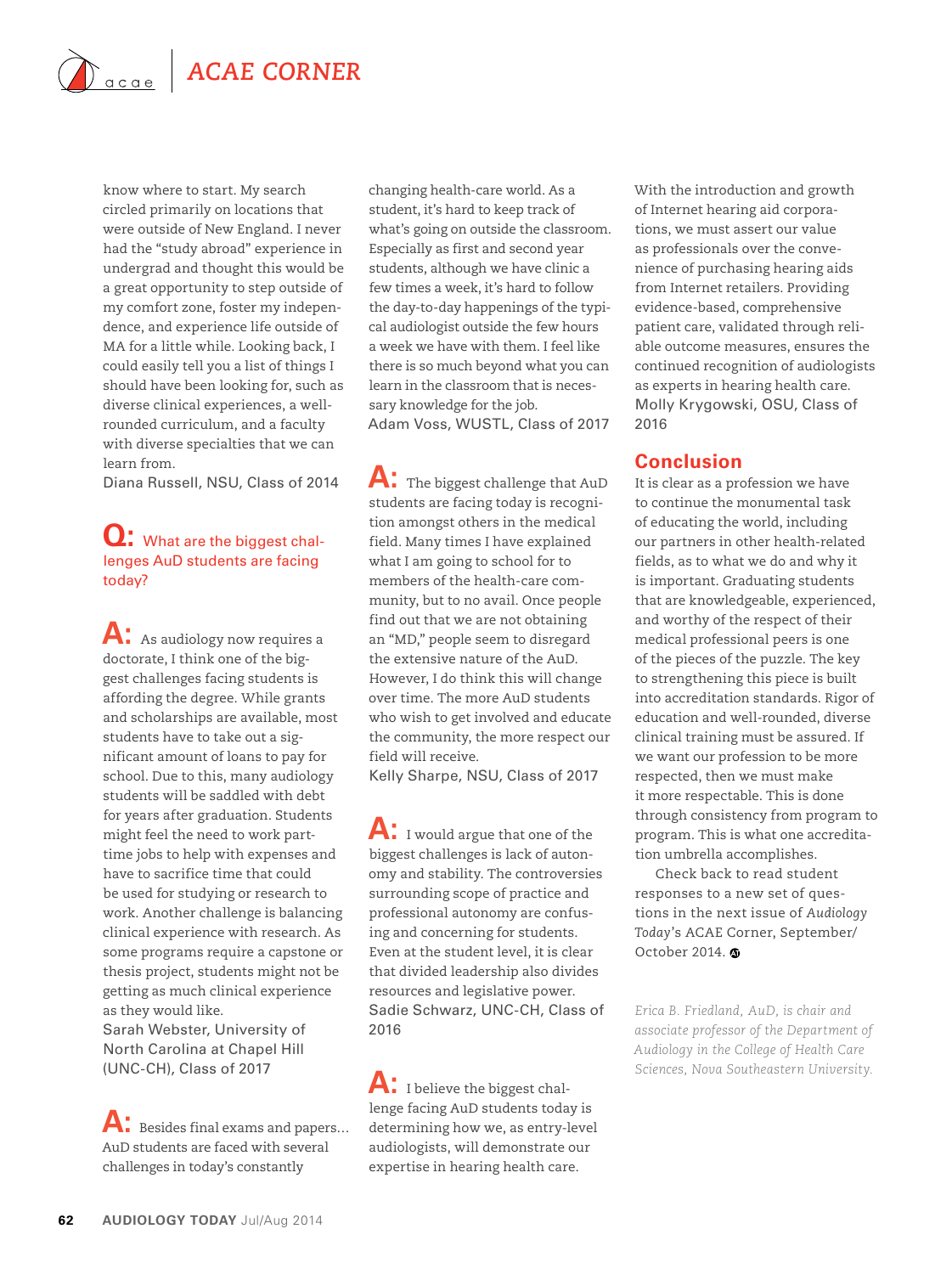know where to start. My search circled primarily on locations that were outside of New England. I never had the "study abroad" experience in undergrad and thought this would be a great opportunity to step outside of my comfort zone, foster my independence, and experience life outside of MA for a little while. Looking back, I could easily tell you a list of things I should have been looking for, such as diverse clinical experiences, a well-rounded curriculum, and a faculty with diverse specialties that we can learn from.
Diana Russell, NSU, Class of 2014

## Q: What are the biggest challenges AuD students are facing today?

**A:** As audiology now requires a doctorate, I think one of the biggest challenges facing students is affording the degree. While grants and scholarships are available, most students have to take out a significant amount of loans to pay for school. Due to this, many audiology students will be saddled with debt for years after graduation. Students might feel the need to work part-time jobs to help with expenses and have to sacrifice time that could be used for studying or research to work. Another challenge is balancing clinical experience with research. As some programs require a capstone or thesis project, students might not be getting as much clinical experience as they would like.
Sarah Webster, University of North Carolina at Chapel Hill (UNC-CH), Class of 2017

**A:** Besides final exams and papers… AuD students are faced with several challenges in today's constantly changing health-care world. As a student, it's hard to keep track of what's going on outside the classroom. Especially as first and second year students, although we have clinic a few times a week, it's hard to follow the day-to-day happenings of the typical audiologist outside the few hours a week we have with them. I feel like there is so much beyond what you can learn in the classroom that is necessary knowledge for the job.
Adam Voss, WUSTL, Class of 2017

**A:** The biggest challenge that AuD students are facing today is recognition amongst others in the medical field. Many times I have explained what I am going to school for to members of the health-care community, but to no avail. Once people find out that we are not obtaining an "MD," people seem to disregard the extensive nature of the AuD. However, I do think this will change over time. The more AuD students who wish to get involved and educate the community, the more respect our field will receive.
Kelly Sharpe, NSU, Class of 2017

**A:** I would argue that one of the biggest challenges is lack of autonomy and stability. The controversies surrounding scope of practice and professional autonomy are confusing and concerning for students. Even at the student level, it is clear that divided leadership also divides resources and legislative power.
Sadie Schwarz, UNC-CH, Class of 2016

**A:** I believe the biggest challenge facing AuD students today is determining how we, as entry-level audiologists, will demonstrate our expertise in hearing health care. With the introduction and growth of Internet hearing aid corporations, we must assert our value as professionals over the convenience of purchasing hearing aids from Internet retailers. Providing evidence-based, comprehensive patient care, validated through reliable outcome measures, ensures the continued recognition of audiologists as experts in hearing health care.
Molly Krygowski, OSU, Class of 2016

## Conclusion

It is clear as a profession we have to continue the monumental task of educating the world, including our partners in other health-related fields, as to what we do and why it is important. Graduating students that are knowledgeable, experienced, and worthy of the respect of their medical professional peers is one of the pieces of the puzzle. The key to strengthening this piece is built into accreditation standards. Rigor of education and well-rounded, diverse clinical training must be assured. If we want our profession to be more respected, then we must make it more respectable. This is done through consistency from program to program. This is what one accreditation umbrella accomplishes.

Check back to read student responses to a new set of questions in the next issue of *Audiology Today*'s ACAE Corner, September/October 2014.

*Erica B. Friedland, AuD, is chair and associate professor of the Department of Audiology in the College of Health Care Sciences, Nova Southeastern University.*